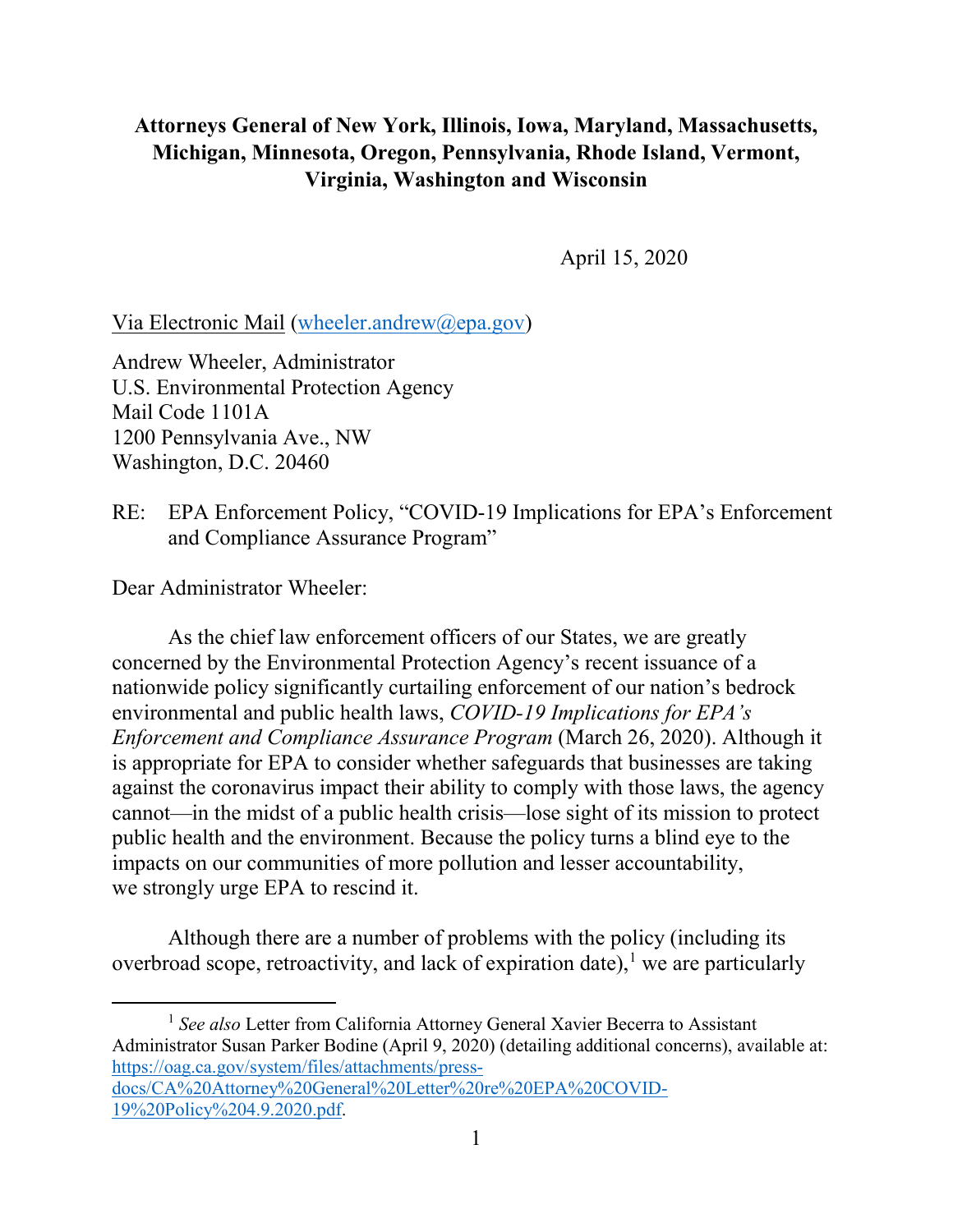**Attorneys General of New York, Illinois, Iowa, Maryland, Massachusetts, Michigan, Minnesota, Oregon, Pennsylvania, Rhode Island, Vermont, Virginia, Washington and Wisconsin**

April 15, 2020

Via Electronic Mail (wheeler.andrew@epa.gov)

Andrew Wheeler, Administrator
U.S. Environmental Protection Agency
Mail Code 1101A
1200 Pennsylvania Ave., NW
Washington, D.C. 20460

RE: EPA Enforcement Policy, "COVID-19 Implications for EPA's Enforcement and Compliance Assurance Program"

Dear Administrator Wheeler:

As the chief law enforcement officers of our States, we are greatly concerned by the Environmental Protection Agency's recent issuance of a nationwide policy significantly curtailing enforcement of our nation's bedrock environmental and public health laws, *COVID-19 Implications for EPA's Enforcement and Compliance Assurance Program* (March 26, 2020). Although it is appropriate for EPA to consider whether safeguards that businesses are taking against the coronavirus impact their ability to comply with those laws, the agency cannot—in the midst of a public health crisis—lose sight of its mission to protect public health and the environment. Because the policy turns a blind eye to the impacts on our communities of more pollution and lesser accountability, we strongly urge EPA to rescind it.

Although there are a number of problems with the policy (including its overbroad scope, retroactivity, and lack of expiration date),[1] we are particularly

[1] *See also* Letter from California Attorney General Xavier Becerra to Assistant Administrator Susan Parker Bodine (April 9, 2020) (detailing additional concerns), available at: https://oag.ca.gov/system/files/attachments/press-docs/CA%20Attorney%20General%20Letter%20re%20EPA%20COVID-19%20Policy%204.9.2020.pdf.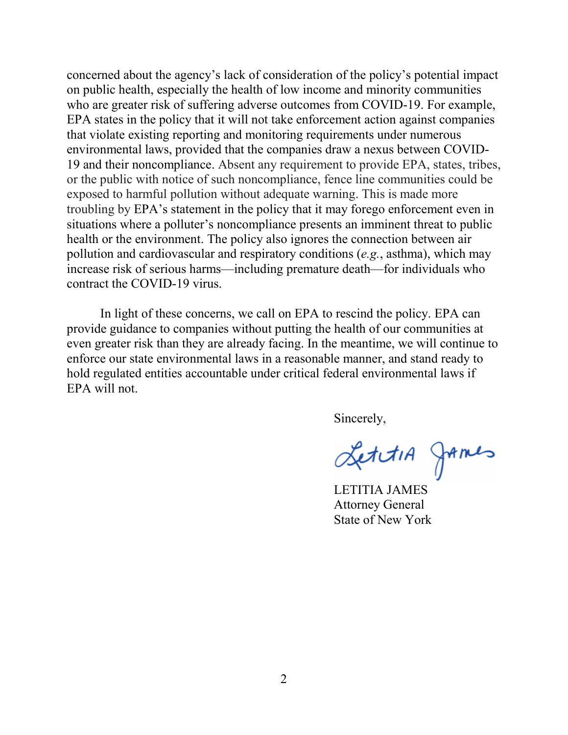concerned about the agency's lack of consideration of the policy's potential impact on public health, especially the health of low income and minority communities who are greater risk of suffering adverse outcomes from COVID-19. For example, EPA states in the policy that it will not take enforcement action against companies that violate existing reporting and monitoring requirements under numerous environmental laws, provided that the companies draw a nexus between COVID-19 and their noncompliance. Absent any requirement to provide EPA, states, tribes, or the public with notice of such noncompliance, fence line communities could be exposed to harmful pollution without adequate warning. This is made more troubling by EPA's statement in the policy that it may forego enforcement even in situations where a polluter's noncompliance presents an imminent threat to public health or the environment. The policy also ignores the connection between air pollution and cardiovascular and respiratory conditions (*e.g.*, asthma), which may increase risk of serious harms—including premature death—for individuals who contract the COVID-19 virus.

In light of these concerns, we call on EPA to rescind the policy. EPA can provide guidance to companies without putting the health of our communities at even greater risk than they are already facing. In the meantime, we will continue to enforce our state environmental laws in a reasonable manner, and stand ready to hold regulated entities accountable under critical federal environmental laws if EPA will not.

Sincerely,

Letitia James

LETITIA JAMES
Attorney General
State of New York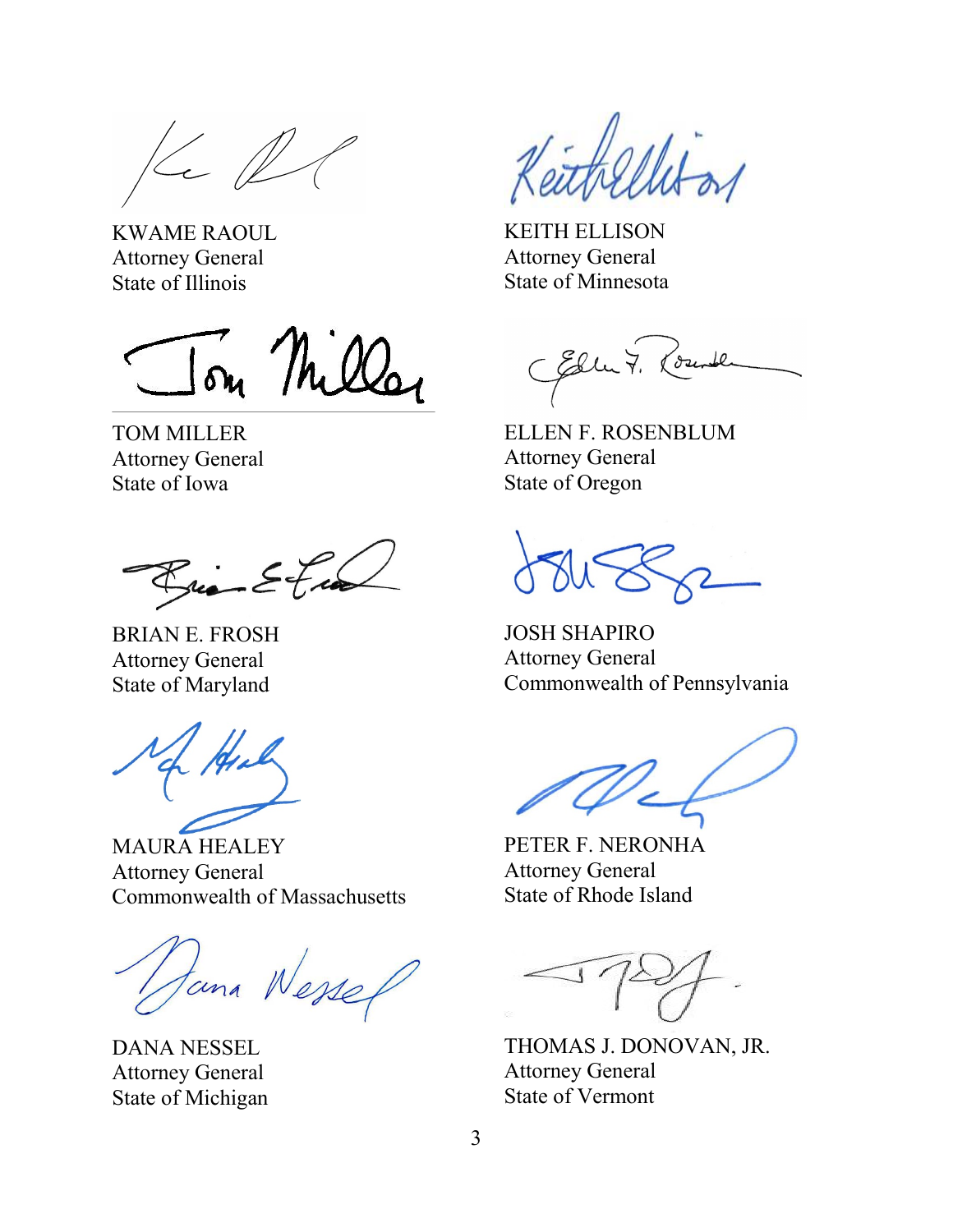KWAME RAOUL
Attorney General
State of Illinois

KEITH ELLISON
Attorney General
State of Minnesota

TOM MILLER
Attorney General
State of Iowa

ELLEN F. ROSENBLUM
Attorney General
State of Oregon

BRIAN E. FROSH
Attorney General
State of Maryland

JOSH SHAPIRO
Attorney General
Commonwealth of Pennsylvania

MAURA HEALEY
Attorney General
Commonwealth of Massachusetts

PETER F. NERONHA
Attorney General
State of Rhode Island

DANA NESSEL
Attorney General
State of Michigan

THOMAS J. DONOVAN, JR.
Attorney General
State of Vermont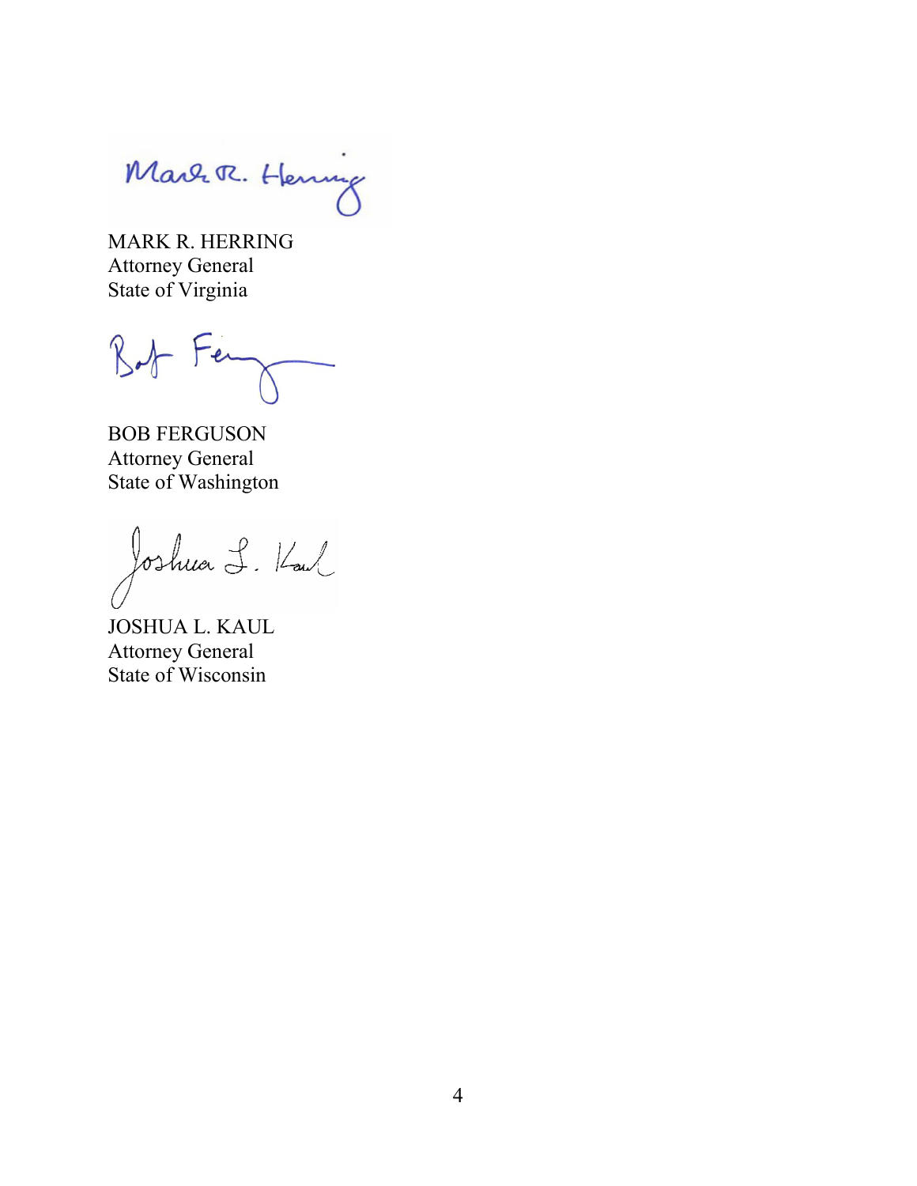MARK R. HERRING
Attorney General
State of Virginia

BOB FERGUSON
Attorney General
State of Washington

JOSHUA L. KAUL
Attorney General
State of Wisconsin